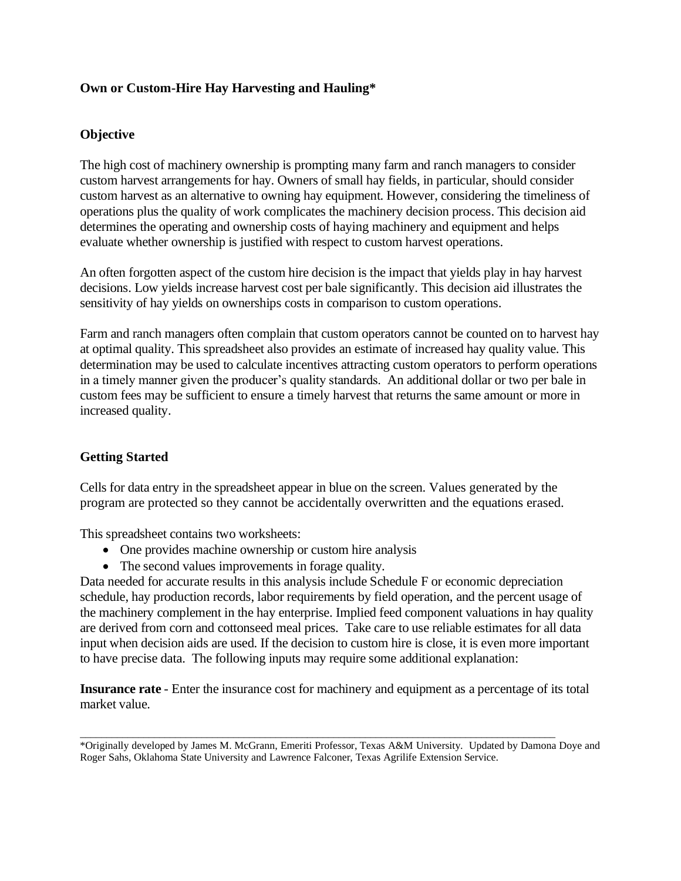**Own or Custom-Hire Hay Harvesting and Hauling***

**Objective**

The high cost of machinery ownership is prompting many farm and ranch managers to consider custom harvest arrangements for hay. Owners of small hay fields, in particular, should consider custom harvest as an alternative to owning hay equipment. However, considering the timeliness of operations plus the quality of work complicates the machinery decision process. This decision aid determines the operating and ownership costs of haying machinery and equipment and helps evaluate whether ownership is justified with respect to custom harvest operations.

An often forgotten aspect of the custom hire decision is the impact that yields play in hay harvest decisions. Low yields increase harvest cost per bale significantly. This decision aid illustrates the sensitivity of hay yields on ownerships costs in comparison to custom operations.

Farm and ranch managers often complain that custom operators cannot be counted on to harvest hay at optimal quality. This spreadsheet also provides an estimate of increased hay quality value. This determination may be used to calculate incentives attracting custom operators to perform operations in a timely manner given the producer's quality standards. An additional dollar or two per bale in custom fees may be sufficient to ensure a timely harvest that returns the same amount or more in increased quality.

**Getting Started**

Cells for data entry in the spreadsheet appear in blue on the screen. Values generated by the program are protected so they cannot be accidentally overwritten and the equations erased.

This spreadsheet contains two worksheets:

- One provides machine ownership or custom hire analysis
- The second values improvements in forage quality.

Data needed for accurate results in this analysis include Schedule F or economic depreciation schedule, hay production records, labor requirements by field operation, and the percent usage of the machinery complement in the hay enterprise. Implied feed component valuations in hay quality are derived from corn and cottonseed meal prices. Take care to use reliable estimates for all data input when decision aids are used. If the decision to custom hire is close, it is even more important to have precise data. The following inputs may require some additional explanation:

**Insurance rate** - Enter the insurance cost for machinery and equipment as a percentage of its total market value.

---

*Originally developed by James M. McGrann, Emeriti Professor, Texas A&M University. Updated by Damona Doye and Roger Sahs, Oklahoma State University and Lawrence Falconer, Texas Agrilife Extension Service.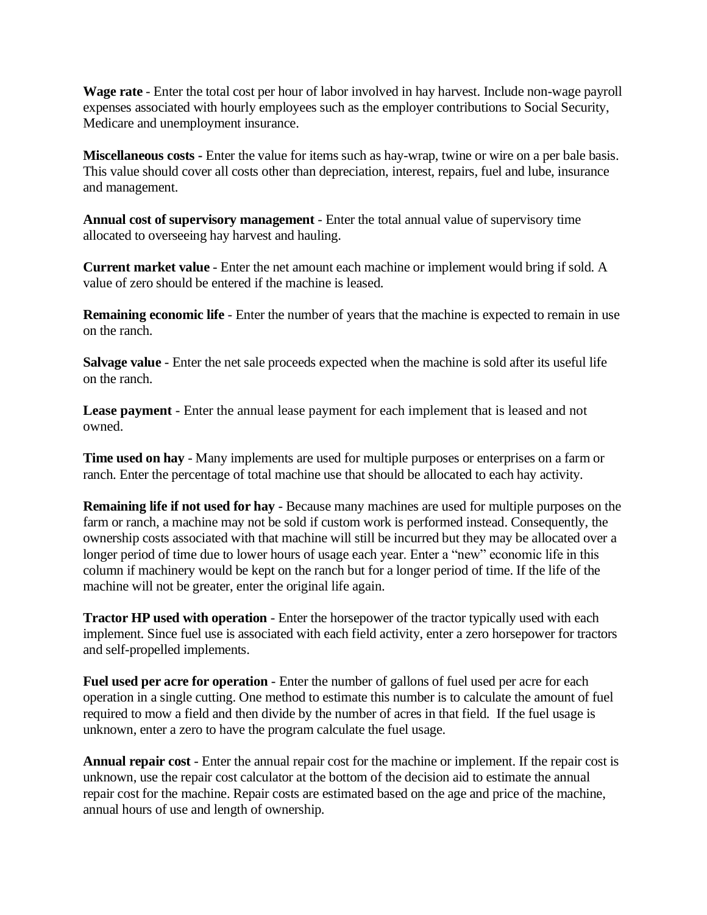**Wage rate** - Enter the total cost per hour of labor involved in hay harvest. Include non-wage payroll expenses associated with hourly employees such as the employer contributions to Social Security, Medicare and unemployment insurance.

**Miscellaneous costs -** Enter the value for items such as hay-wrap, twine or wire on a per bale basis. This value should cover all costs other than depreciation, interest, repairs, fuel and lube, insurance and management.

**Annual cost of supervisory management** - Enter the total annual value of supervisory time allocated to overseeing hay harvest and hauling.

**Current market value** - Enter the net amount each machine or implement would bring if sold. A value of zero should be entered if the machine is leased.

**Remaining economic life** - Enter the number of years that the machine is expected to remain in use on the ranch.

**Salvage value** - Enter the net sale proceeds expected when the machine is sold after its useful life on the ranch.

**Lease payment** - Enter the annual lease payment for each implement that is leased and not owned.

**Time used on hay** - Many implements are used for multiple purposes or enterprises on a farm or ranch. Enter the percentage of total machine use that should be allocated to each hay activity.

**Remaining life if not used for hay** - Because many machines are used for multiple purposes on the farm or ranch, a machine may not be sold if custom work is performed instead. Consequently, the ownership costs associated with that machine will still be incurred but they may be allocated over a longer period of time due to lower hours of usage each year. Enter a "new" economic life in this column if machinery would be kept on the ranch but for a longer period of time. If the life of the machine will not be greater, enter the original life again.

**Tractor HP used with operation** - Enter the horsepower of the tractor typically used with each implement. Since fuel use is associated with each field activity, enter a zero horsepower for tractors and self-propelled implements.

**Fuel used per acre for operation** - Enter the number of gallons of fuel used per acre for each operation in a single cutting. One method to estimate this number is to calculate the amount of fuel required to mow a field and then divide by the number of acres in that field. If the fuel usage is unknown, enter a zero to have the program calculate the fuel usage.

**Annual repair cost** - Enter the annual repair cost for the machine or implement. If the repair cost is unknown, use the repair cost calculator at the bottom of the decision aid to estimate the annual repair cost for the machine. Repair costs are estimated based on the age and price of the machine, annual hours of use and length of ownership.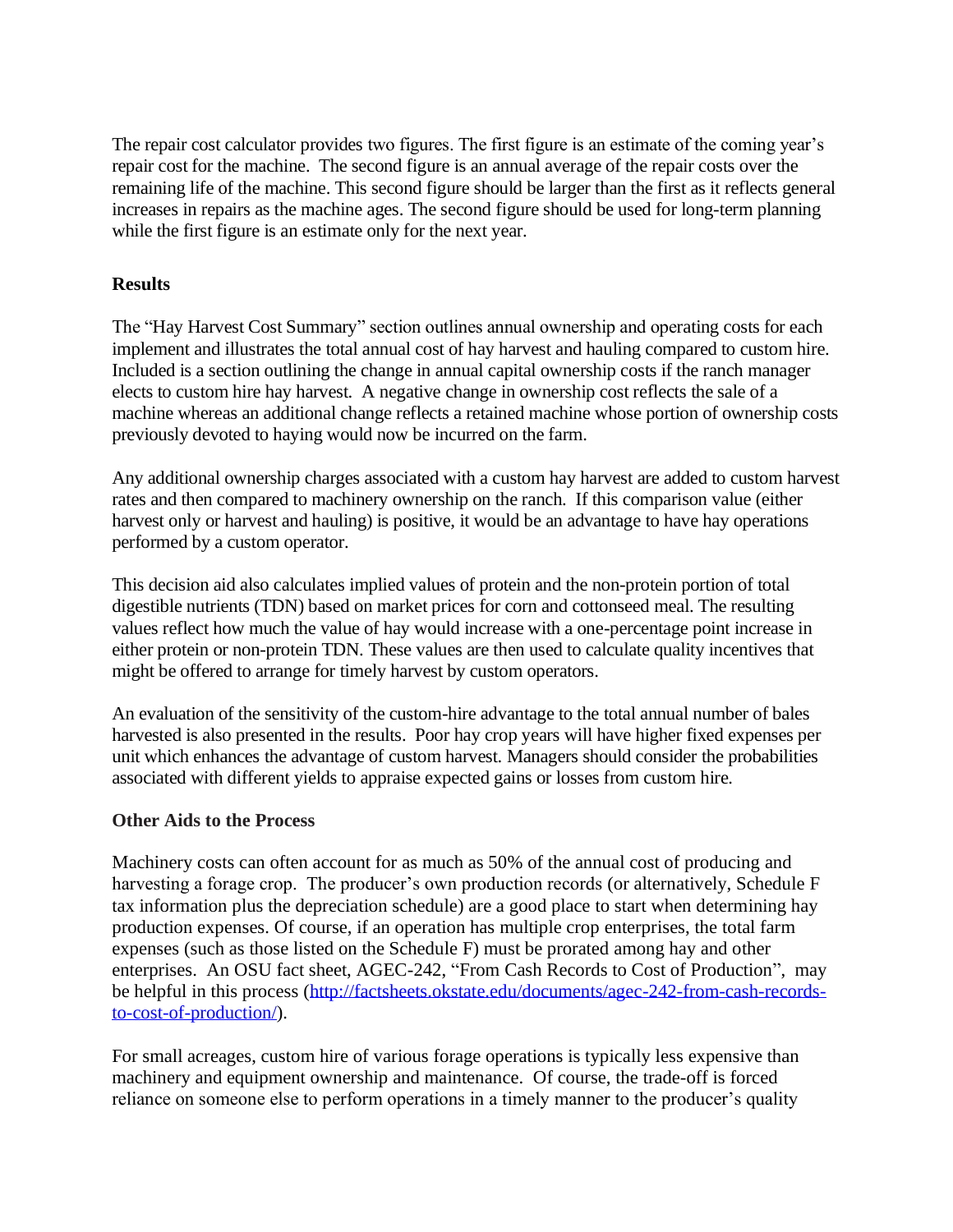The repair cost calculator provides two figures. The first figure is an estimate of the coming year's repair cost for the machine. The second figure is an annual average of the repair costs over the remaining life of the machine. This second figure should be larger than the first as it reflects general increases in repairs as the machine ages. The second figure should be used for long-term planning while the first figure is an estimate only for the next year.

**Results**

The "Hay Harvest Cost Summary" section outlines annual ownership and operating costs for each implement and illustrates the total annual cost of hay harvest and hauling compared to custom hire. Included is a section outlining the change in annual capital ownership costs if the ranch manager elects to custom hire hay harvest. A negative change in ownership cost reflects the sale of a machine whereas an additional change reflects a retained machine whose portion of ownership costs previously devoted to haying would now be incurred on the farm.

Any additional ownership charges associated with a custom hay harvest are added to custom harvest rates and then compared to machinery ownership on the ranch. If this comparison value (either harvest only or harvest and hauling) is positive, it would be an advantage to have hay operations performed by a custom operator.

This decision aid also calculates implied values of protein and the non-protein portion of total digestible nutrients (TDN) based on market prices for corn and cottonseed meal. The resulting values reflect how much the value of hay would increase with a one-percentage point increase in either protein or non-protein TDN. These values are then used to calculate quality incentives that might be offered to arrange for timely harvest by custom operators.

An evaluation of the sensitivity of the custom-hire advantage to the total annual number of bales harvested is also presented in the results. Poor hay crop years will have higher fixed expenses per unit which enhances the advantage of custom harvest. Managers should consider the probabilities associated with different yields to appraise expected gains or losses from custom hire.

**Other Aids to the Process**

Machinery costs can often account for as much as 50% of the annual cost of producing and harvesting a forage crop. The producer's own production records (or alternatively, Schedule F tax information plus the depreciation schedule) are a good place to start when determining hay production expenses. Of course, if an operation has multiple crop enterprises, the total farm expenses (such as those listed on the Schedule F) must be prorated among hay and other enterprises. An OSU fact sheet, AGEC-242, "From Cash Records to Cost of Production", may be helpful in this process (http://factsheets.okstate.edu/documents/agec-242-from-cash-records-to-cost-of-production/).

For small acreages, custom hire of various forage operations is typically less expensive than machinery and equipment ownership and maintenance. Of course, the trade-off is forced reliance on someone else to perform operations in a timely manner to the producer's quality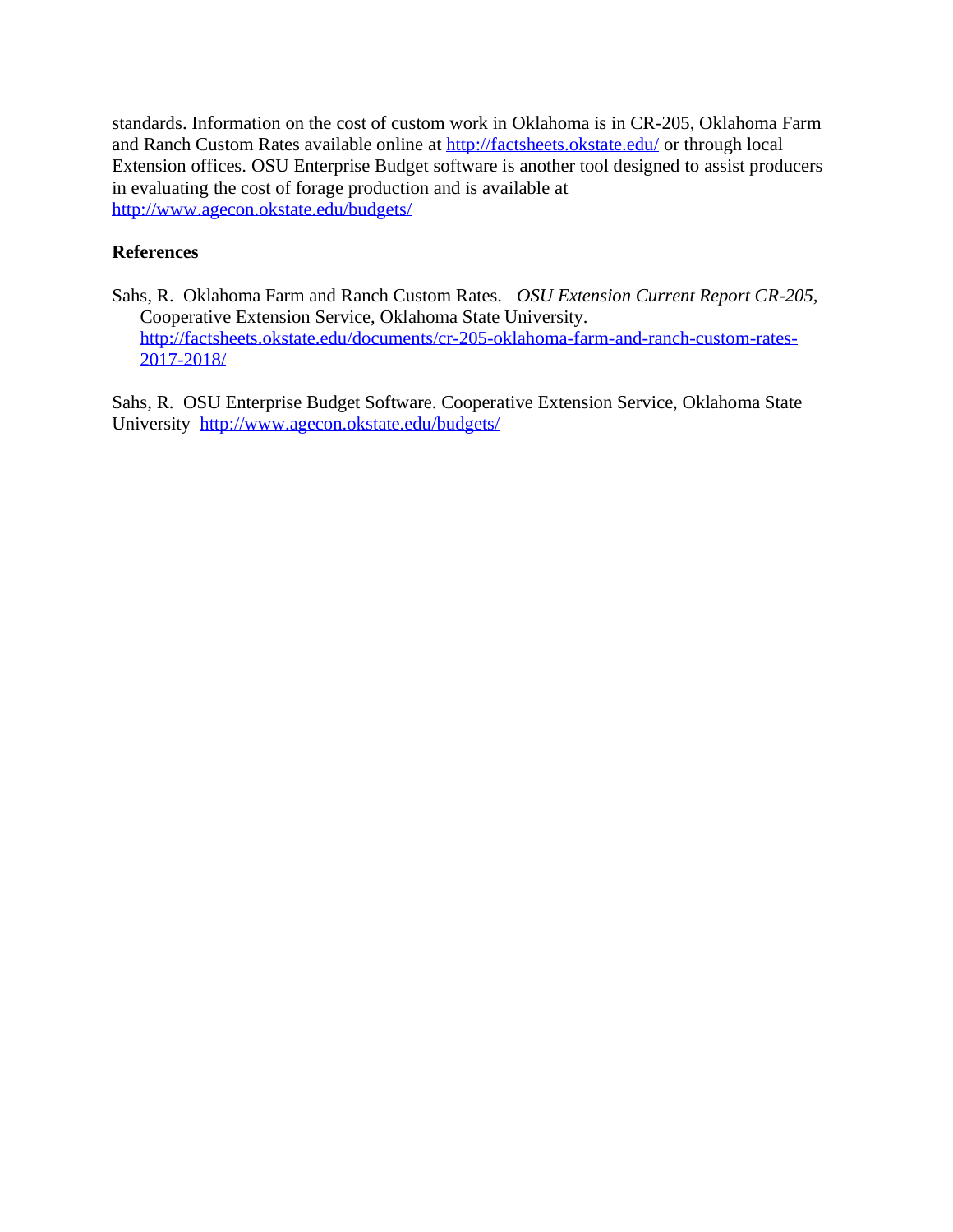standards. Information on the cost of custom work in Oklahoma is in CR-205, Oklahoma Farm and Ranch Custom Rates available online at http://factsheets.okstate.edu/ or through local Extension offices. OSU Enterprise Budget software is another tool designed to assist producers in evaluating the cost of forage production and is available at http://www.agecon.okstate.edu/budgets/

**References**

Sahs, R. Oklahoma Farm and Ranch Custom Rates. *OSU Extension Current Report CR-205*, Cooperative Extension Service, Oklahoma State University. http://factsheets.okstate.edu/documents/cr-205-oklahoma-farm-and-ranch-custom-rates-2017-2018/

Sahs, R. OSU Enterprise Budget Software. Cooperative Extension Service, Oklahoma State University http://www.agecon.okstate.edu/budgets/